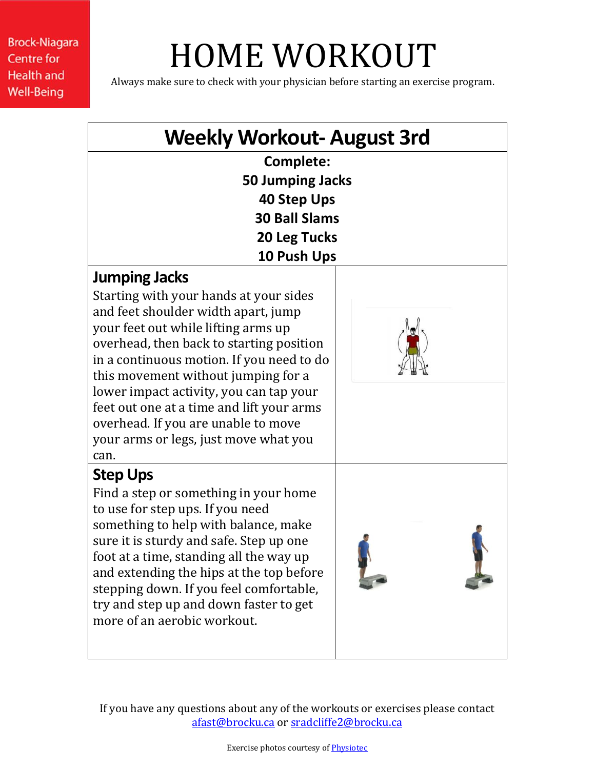Brock-Niagara Centre for Health and Well-Being

# HOME WORKOUT

Always make sure to check with your physician before starting an exercise program.

## Weekly Workout- August 3rd

**Complete:**
**50 Jumping Jacks**
**40 Step Ups**
**30 Ball Slams**
**20 Leg Tucks**
**10 Push Ups**

### Jumping Jacks

Starting with your hands at your sides and feet shoulder width apart, jump your feet out while lifting arms up overhead, then back to starting position in a continuous motion. If you need to do this movement without jumping for a lower impact activity, you can tap your feet out one at a time and lift your arms overhead. If you are unable to move your arms or legs, just move what you can.

### Step Ups

Find a step or something in your home to use for step ups. If you need something to help with balance, make sure it is sturdy and safe. Step up one foot at a time, standing all the way up and extending the hips at the top before stepping down. If you feel comfortable, try and step up and down faster to get more of an aerobic workout.

If you have any questions about any of the workouts or exercises please contact afast@brocku.ca or sradcliffe2@brocku.ca

Exercise photos courtesy of Physiotec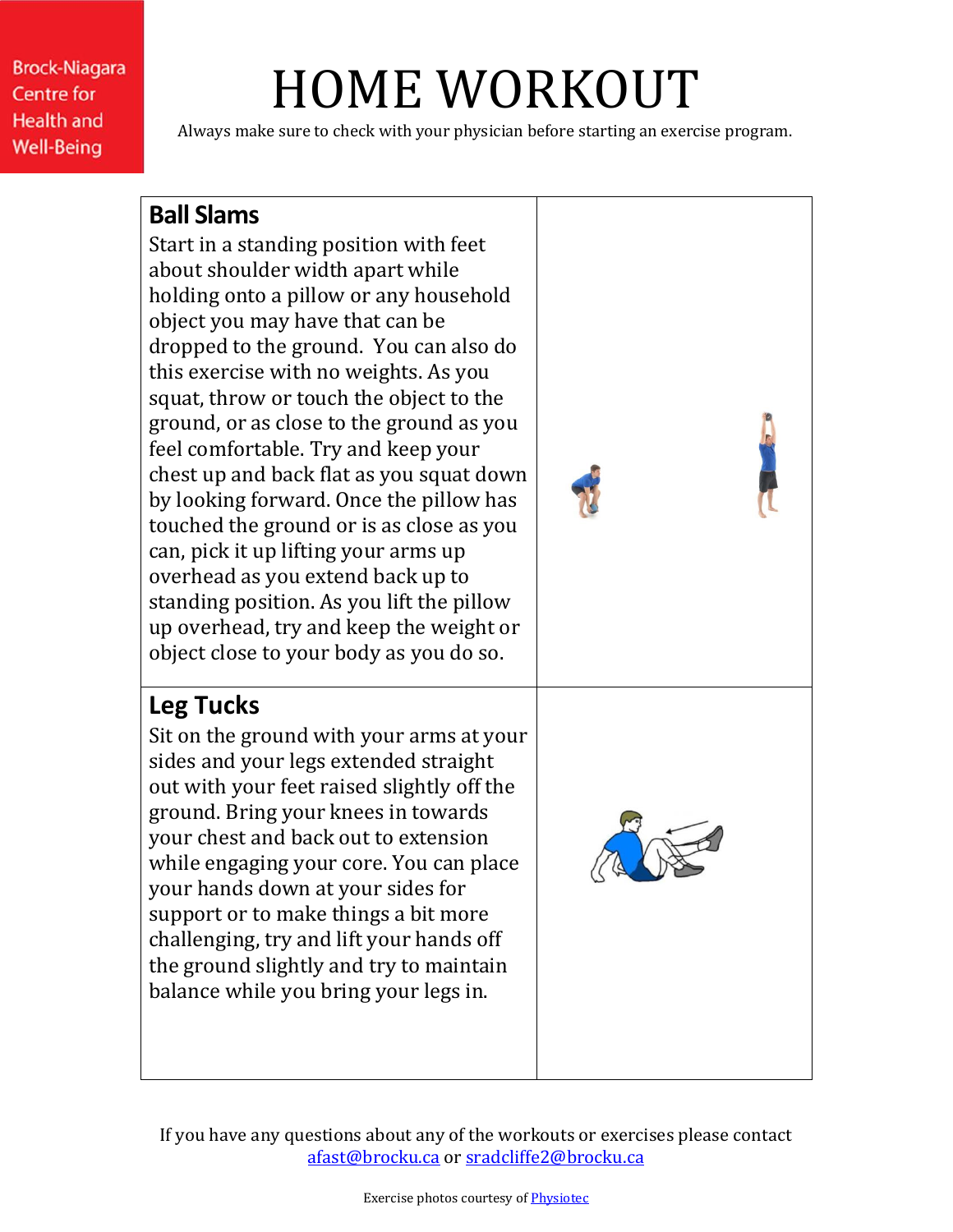Brock-Niagara Centre for Health and Well-Being

# HOME WORKOUT

Always make sure to check with your physician before starting an exercise program.

## Ball Slams

Start in a standing position with feet about shoulder width apart while holding onto a pillow or any household object you may have that can be dropped to the ground. You can also do this exercise with no weights. As you squat, throw or touch the object to the ground, or as close to the ground as you feel comfortable. Try and keep your chest up and back flat as you squat down by looking forward. Once the pillow has touched the ground or is as close as you can, pick it up lifting your arms up overhead as you extend back up to standing position. As you lift the pillow up overhead, try and keep the weight or object close to your body as you do so.

## Leg Tucks

Sit on the ground with your arms at your sides and your legs extended straight out with your feet raised slightly off the ground. Bring your knees in towards your chest and back out to extension while engaging your core. You can place your hands down at your sides for support or to make things a bit more challenging, try and lift your hands off the ground slightly and try to maintain balance while you bring your legs in.

If you have any questions about any of the workouts or exercises please contact [afast@brocku.ca](mailto:afast@brocku.ca) or [sradcliffe2@brocku.ca](mailto:sradcliffe2@brocku.ca)

Exercise photos courtesy of Physiotec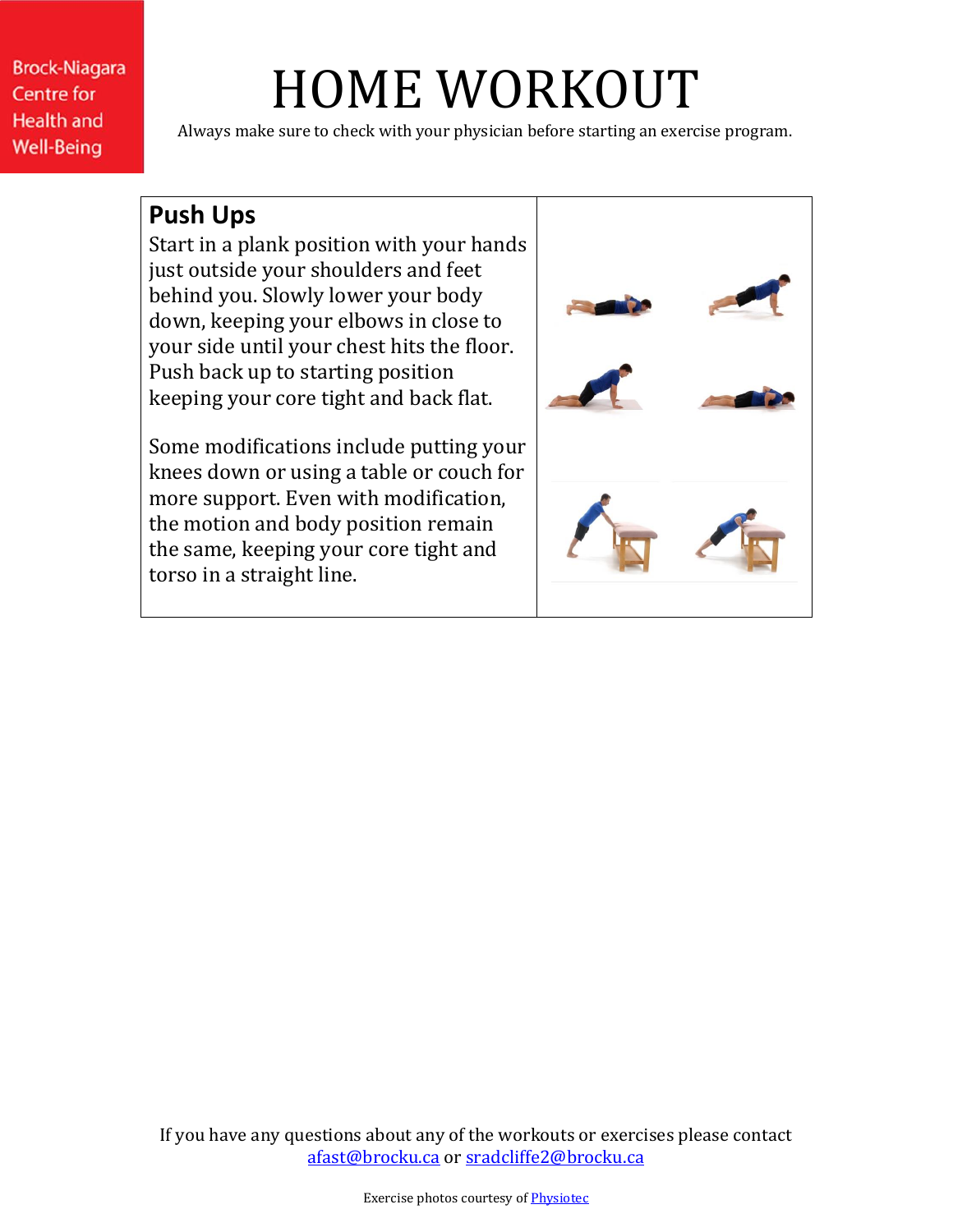Brock-Niagara Centre for Health and Well-Being

# HOME WORKOUT

Always make sure to check with your physician before starting an exercise program.

## Push Ups

Start in a plank position with your hands just outside your shoulders and feet behind you. Slowly lower your body down, keeping your elbows in close to your side until your chest hits the floor. Push back up to starting position keeping your core tight and back flat.

Some modifications include putting your knees down or using a table or couch for more support. Even with modification, the motion and body position remain the same, keeping your core tight and torso in a straight line.

If you have any questions about any of the workouts or exercises please contact afast@brocku.ca or sradcliffe2@brocku.ca

Exercise photos courtesy of Physiotec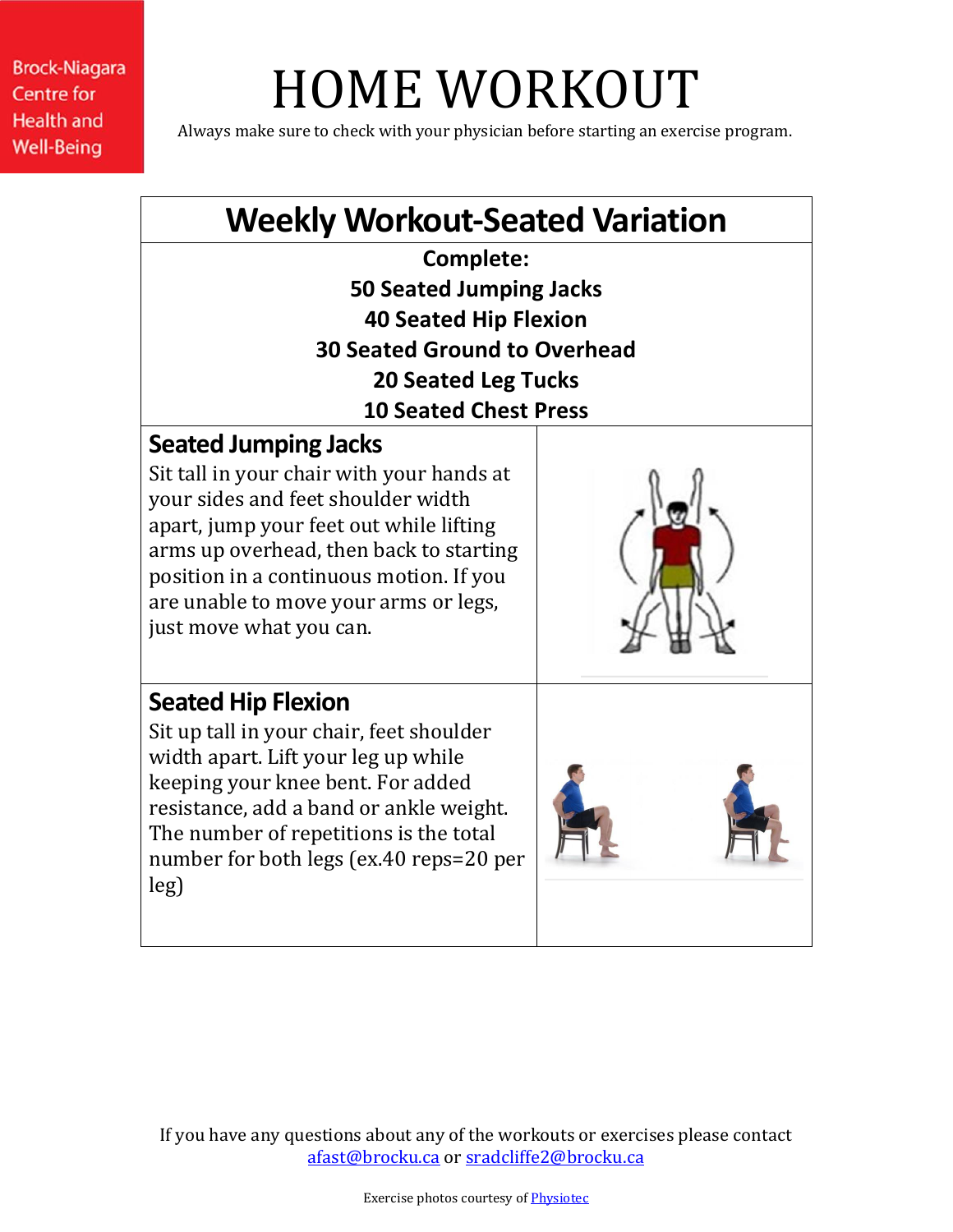Brock-Niagara Centre for Health and Well-Being

# HOME WORKOUT

Always make sure to check with your physician before starting an exercise program.

## Weekly Workout-Seated Variation

**Complete:**
**50 Seated Jumping Jacks**
**40 Seated Hip Flexion**
**30 Seated Ground to Overhead**
**20 Seated Leg Tucks**
**10 Seated Chest Press**

### Seated Jumping Jacks

Sit tall in your chair with your hands at your sides and feet shoulder width apart, jump your feet out while lifting arms up overhead, then back to starting position in a continuous motion. If you are unable to move your arms or legs, just move what you can.

### Seated Hip Flexion

Sit up tall in your chair, feet shoulder width apart. Lift your leg up while keeping your knee bent. For added resistance, add a band or ankle weight. The number of repetitions is the total number for both legs (ex.40 reps=20 per leg)

If you have any questions about any of the workouts or exercises please contact afast@brocku.ca or sradcliffe2@brocku.ca

Exercise photos courtesy of Physiotec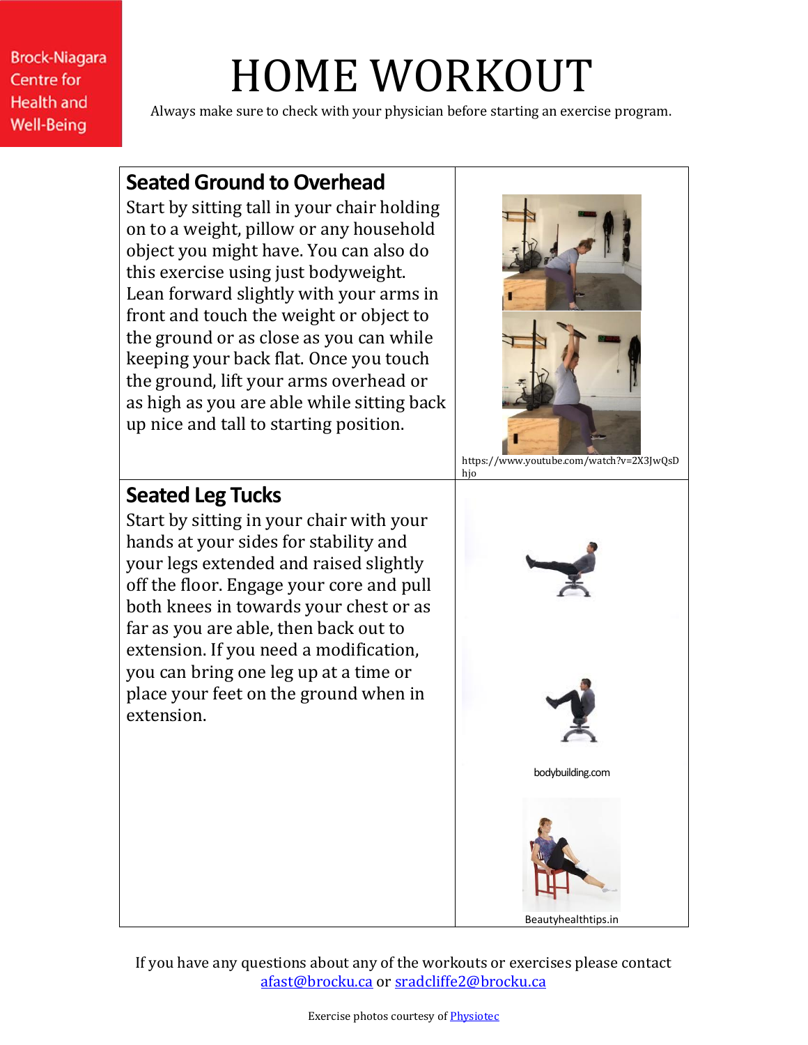Brock-Niagara Centre for Health and Well-Being

# HOME WORKOUT

Always make sure to check with your physician before starting an exercise program.

| | |
|---|---|
| **Seated Ground to Overhead**<br>Start by sitting tall in your chair holding on to a weight, pillow or any household object you might have. You can also do this exercise using just bodyweight. Lean forward slightly with your arms in front and touch the weight or object to the ground or as close as you can while keeping your back flat. Once you touch the ground, lift your arms overhead or as high as you are able while sitting back up nice and tall to starting position. | https://www.youtube.com/watch?v=2X3JwQsDhjo |
| **Seated Leg Tucks**<br>Start by sitting in your chair with your hands at your sides for stability and your legs extended and raised slightly off the floor. Engage your core and pull both knees in towards your chest or as far as you are able, then back out to extension. If you need a modification, you can bring one leg up at a time or place your feet on the ground when in extension. | bodybuilding.com<br>Beautyhealthtips.in |

If you have any questions about any of the workouts or exercises please contact afast@brocku.ca or sradcliffe2@brocku.ca

Exercise photos courtesy of Physiotec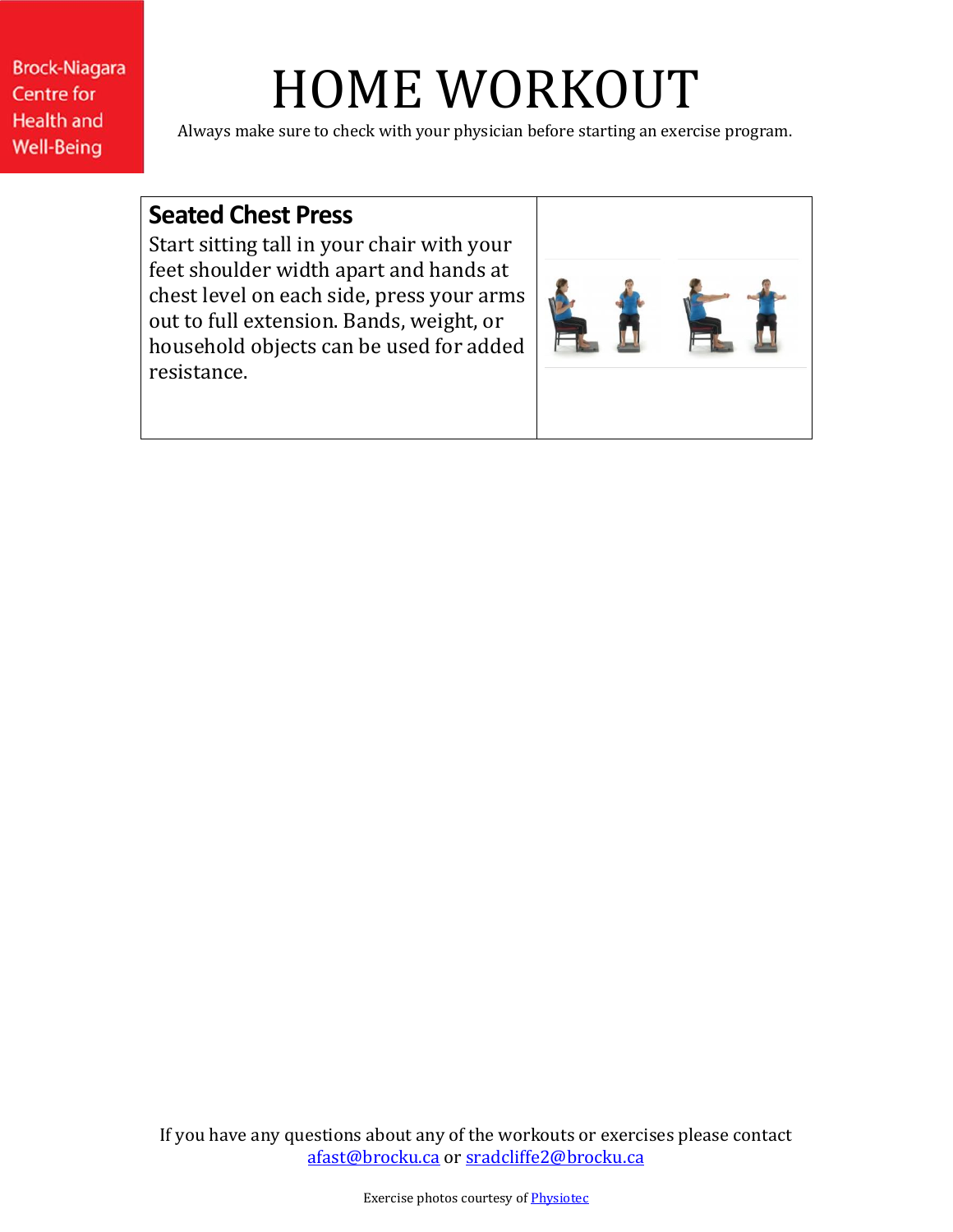Brock-Niagara Centre for Health and Well-Being

# HOME WORKOUT

Always make sure to check with your physician before starting an exercise program.

| | |
|---|---|
| **Seated Chest Press**<br>Start sitting tall in your chair with your feet shoulder width apart and hands at chest level on each side, press your arms out to full extension. Bands, weight, or household objects can be used for added resistance. | |

If you have any questions about any of the workouts or exercises please contact [afast@brocku.ca](mailto:afast@brocku.ca) or [sradcliffe2@brocku.ca](mailto:sradcliffe2@brocku.ca)

Exercise photos courtesy of Physiotec